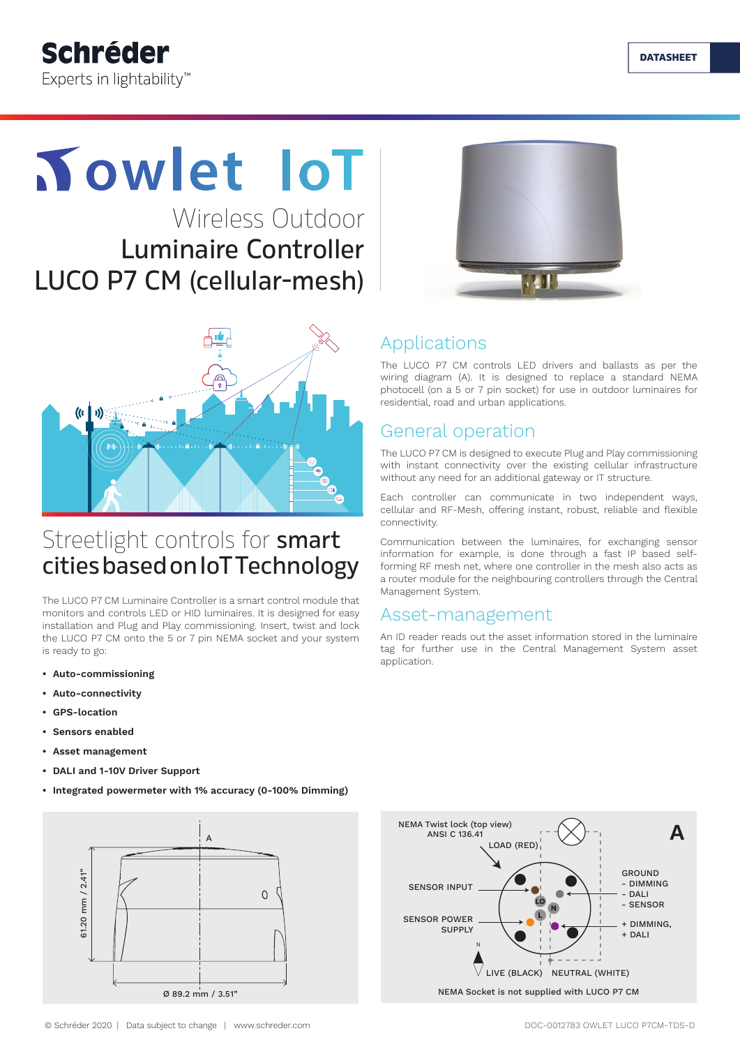Schréder
Experts in lightability™

DATASHEET

# owlet IoT

## Wireless Outdoor Luminaire Controller LUCO P7 CM (cellular-mesh)

## Streetlight controls for smart cities based on IoT Technology

The LUCO P7 CM Luminaire Controller is a smart control module that monitors and controls LED or HID luminaires. It is designed for easy installation and Plug and Play commissioning. Insert, twist and lock the LUCO P7 CM onto the 5 or 7 pin NEMA socket and your system is ready to go:

- **Auto-commissioning**
- **Auto-connectivity**
- **GPS-location**
- **Sensors enabled**
- **Asset management**
- **DALI and 1-10V Driver Support**
- **Integrated powermeter with 1% accuracy (0-100% Dimming)**

## Applications

The LUCO P7 CM controls LED drivers and ballasts as per the wiring diagram (A). It is designed to replace a standard NEMA photocell (on a 5 or 7 pin socket) for use in outdoor luminaires for residential, road and urban applications.

## General operation

The LUCO P7 CM is designed to execute Plug and Play commissioning with instant connectivity over the existing cellular infrastructure without any need for an additional gateway or IT structure.

Each controller can communicate in two independent ways, cellular and RF-Mesh, offering instant, robust, reliable and flexible connectivity.

Communication between the luminaires, for exchanging sensor information for example, is done through a fast IP based self-forming RF mesh net, where one controller in the mesh also acts as a router module for the neighbouring controllers through the Central Management System.

## Asset-management

An ID reader reads out the asset information stored in the luminaire tag for further use in the Central Management System asset application.

A

61.20 mm / 2.41"

Ø 89.2 mm / 3.51"

NEMA Twist lock (top view)
ANSI C 136.41

A

LOAD (RED)

SENSOR INPUT

SENSOR POWER SUPPLY

GROUND
- DIMMING
- DALI
- SENSOR

+ DIMMING,
+ DALI

LIVE (BLACK) NEUTRAL (WHITE)

NEMA Socket is not supplied with LUCO P7 CM

© Schréder 2020 | Data subject to change | www.schreder.com

DOC-0012783 OWLET LUCO P7CM-TDS-D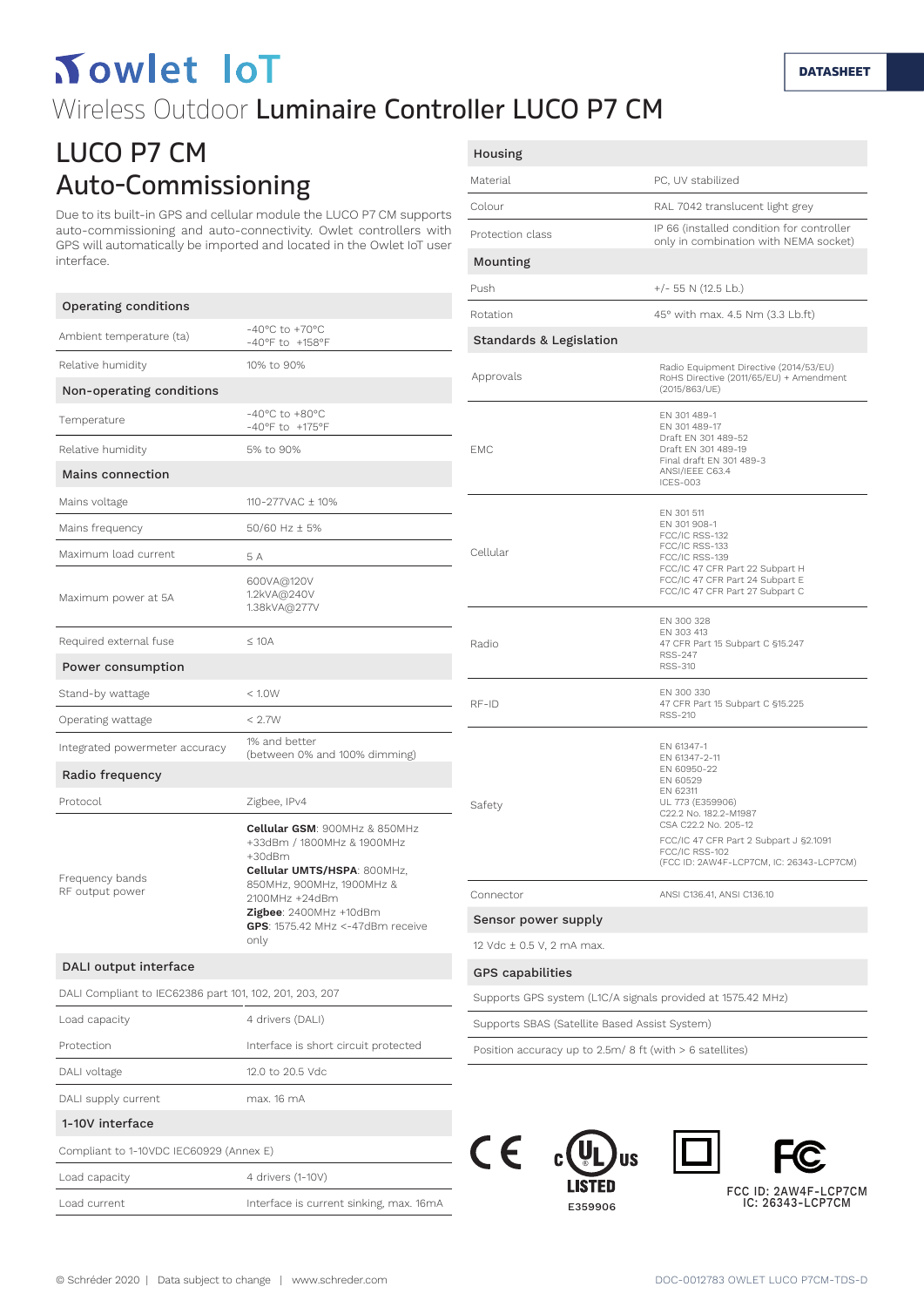# Owlet IoT

DATASHEET

## Wireless Outdoor Luminaire Controller LUCO P7 CM

## LUCO P7 CM Auto-Commissioning

Due to its built-in GPS and cellular module the LUCO P7 CM supports auto-commissioning and auto-connectivity. Owlet controllers with GPS will automatically be imported and located in the Owlet IoT user interface.

| | |
|---|---|
| **Operating conditions** | |
| Ambient temperature (ta) | -40°C to +70°C<br>-40°F to +158°F |
| Relative humidity | 10% to 90% |
| **Non-operating conditions** | |
| Temperature | -40°C to +80°C<br>-40°F to +175°F |
| Relative humidity | 5% to 90% |
| **Mains connection** | |
| Mains voltage | 110-277VAC ± 10% |
| Mains frequency | 50/60 Hz ± 5% |
| Maximum load current | 5 A |
| Maximum power at 5A | 600VA@120V<br>1.2kVA@240V<br>1.38kVA@277V |
| Required external fuse | ≤ 10A |
| **Power consumption** | |
| Stand-by wattage | < 1.0W |
| Operating wattage | < 2.7W |
| Integrated powermeter accuracy | 1% and better<br>(between 0% and 100% dimming) |
| **Radio frequency** | |
| Protocol | Zigbee, IPv4 |
| Frequency bands<br>RF output power | **Cellular GSM**: 900MHz & 850MHz +33dBm / 1800MHz & 1900MHz +30dBm<br>**Cellular UMTS/HSPA**: 800MHz, 850MHz, 900MHz, 1900MHz & 2100MHz +24dBm<br>**Zigbee**: 2400MHz +10dBm<br>**GPS**: 1575.42 MHz <-47dBm receive only |
| **DALI output interface** | |
| DALI Compliant to IEC62386 part 101, 102, 201, 203, 207 | |
| Load capacity | 4 drivers (DALI) |
| Protection | Interface is short circuit protected |
| DALI voltage | 12.0 to 20.5 Vdc |
| DALI supply current | max. 16 mA |
| **1-10V interface** | |
| Compliant to 1-10VDC IEC60929 (Annex E) | |
| Load capacity | 4 drivers (1-10V) |
| Load current | Interface is current sinking, max. 16mA |

| | |
|---|---|
| **Housing** | |
| Material | PC, UV stabilized |
| Colour | RAL 7042 translucent light grey |
| Protection class | IP 66 (installed condition for controller only in combination with NEMA socket) |
| **Mounting** | |
| Push | +/- 55 N (12.5 Lb.) |
| Rotation | 45° with max. 4.5 Nm (3.3 Lb.ft) |
| **Standards & Legislation** | |
| Approvals | Radio Equipment Directive (2014/53/EU)<br>RoHS Directive (2011/65/EU) + Amendment (2015/863/UE) |
| EMC | EN 301 489-1<br>EN 301 489-17<br>Draft EN 301 489-52<br>Draft EN 301 489-19<br>Final draft EN 301 489-3<br>ANSI/IEEE C63.4<br>ICES-003 |
| Cellular | EN 301 511<br>EN 301 908-1<br>FCC/IC RSS-132<br>FCC/IC RSS-133<br>FCC/IC RSS-139<br>FCC/IC 47 CFR Part 22 Subpart H<br>FCC/IC 47 CFR Part 24 Subpart E<br>FCC/IC 47 CFR Part 27 Subpart C |
| Radio | EN 300 328<br>EN 303 413<br>47 CFR Part 15 Subpart C §15.247<br>RSS-247<br>RSS-310 |
| RF-ID | EN 300 330<br>47 CFR Part 15 Subpart C §15.225<br>RSS-210 |
| Safety | EN 61347-1<br>EN 61347-2-11<br>EN 60950-22<br>EN 60529<br>EN 62311<br>UL 773 (E359906)<br>C22.2 No. 182.2-M1987<br>CSA C22.2 No. 205-12<br>FCC/IC 47 CFR Part 2 Subpart J §2.1091<br>FCC/IC RSS-102<br>(FCC ID: 2AW4F-LCP7CM, IC: 26343-LCP7CM) |
| Connector | ANSI C136.41, ANSI C136.10 |
| **Sensor power supply** | |
| 12 Vdc ± 0.5 V, 2 mA max. | |
| **GPS capabilities** | |
| Supports GPS system (L1C/A signals provided at 1575.42 MHz) | |
| Supports SBAS (Satellite Based Assist System) | |
| Position accuracy up to 2.5m/ 8 ft (with > 6 satellites) | |

CE

c UL us LISTED E359906

FCC ID: 2AW4F-LCP7CM
IC: 26343-LCP7CM

© Schréder 2020 | Data subject to change | www.schreder.com

DOC-0012783 OWLET LUCO P7CM-TDS-D